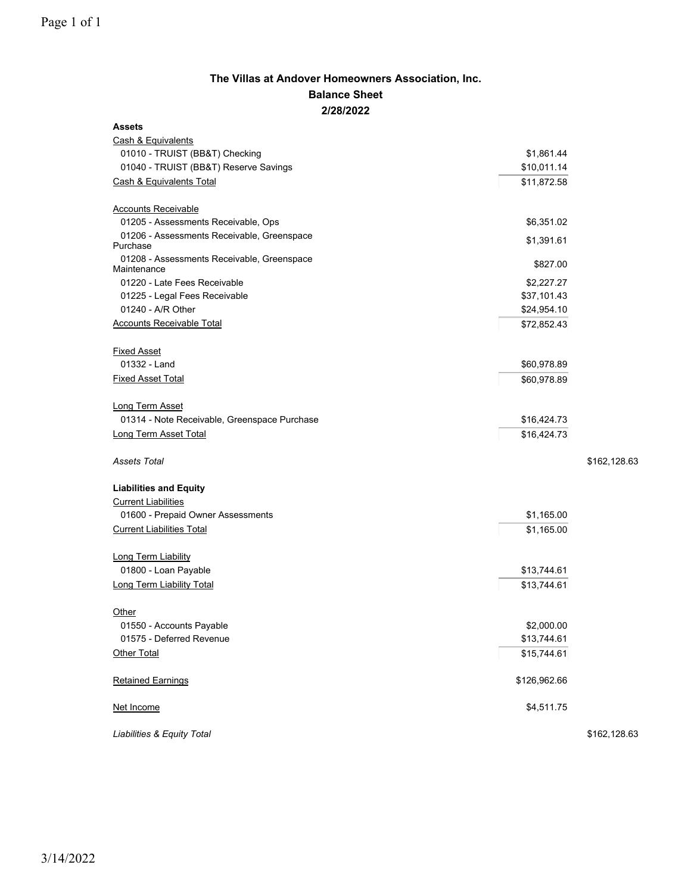# The Villas at Andover Homeowners Association, Inc.

## Balance Sheet

### 2/28/2022

| | | |
|---|---|---|
| **Assets** | | |
| Cash & Equivalents | | |
| 01010 - TRUIST (BB&T) Checking | $1,861.44 | |
| 01040 - TRUIST (BB&T) Reserve Savings | $10,011.14 | |
| Cash & Equivalents Total | $11,872.58 | |
| | | |
| Accounts Receivable | | |
| 01205 - Assessments Receivable, Ops | $6,351.02 | |
| 01206 - Assessments Receivable, Greenspace Purchase | $1,391.61 | |
| 01208 - Assessments Receivable, Greenspace Maintenance | $827.00 | |
| 01220 - Late Fees Receivable | $2,227.27 | |
| 01225 - Legal Fees Receivable | $37,101.43 | |
| 01240 - A/R Other | $24,954.10 | |
| Accounts Receivable Total | $72,852.43 | |
| | | |
| Fixed Asset | | |
| 01332 - Land | $60,978.89 | |
| Fixed Asset Total | $60,978.89 | |
| | | |
| Long Term Asset | | |
| 01314 - Note Receivable, Greenspace Purchase | $16,424.73 | |
| Long Term Asset Total | $16,424.73 | |
| | | |
| *Assets Total* | | $162,128.63 |
| | | |
| **Liabilities and Equity** | | |
| Current Liabilities | | |
| 01600 - Prepaid Owner Assessments | $1,165.00 | |
| Current Liabilities Total | $1,165.00 | |
| | | |
| Long Term Liability | | |
| 01800 - Loan Payable | $13,744.61 | |
| Long Term Liability Total | $13,744.61 | |
| | | |
| Other | | |
| 01550 - Accounts Payable | $2,000.00 | |
| 01575 - Deferred Revenue | $13,744.61 | |
| Other Total | $15,744.61 | |
| | | |
| Retained Earnings | $126,962.66 | |
| | | |
| Net Income | $4,511.75 | |
| | | |
| *Liabilities & Equity Total* | | $162,128.63 |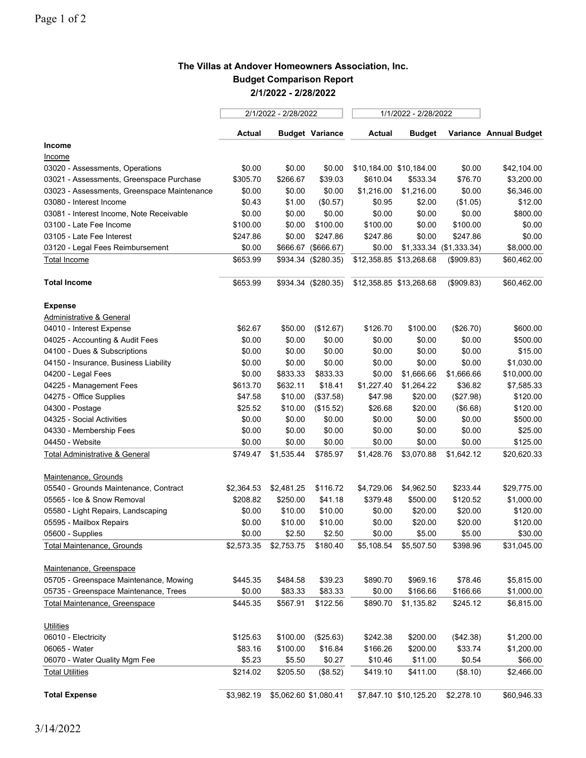# The Villas at Andover Homeowners Association, Inc.

## Budget Comparison Report

### 2/1/2022 - 2/28/2022

| | 2/1/2022 - 2/28/2022 | | | 1/1/2022 - 2/28/2022 | | | |
|---|---|---|---|---|---|---|---|
| | **Actual** | **Budget** | **Variance** | **Actual** | **Budget** | **Variance** | **Annual Budget** |
| **Income** | | | | | | | |
| Income | | | | | | | |
| 03020 - Assessments, Operations | $0.00 | $0.00 | $0.00 | $10,184.00 | $10,184.00 | $0.00 | $42,104.00 |
| 03021 - Assessments, Greenspace Purchase | $305.70 | $266.67 | $39.03 | $610.04 | $533.34 | $76.70 | $3,200.00 |
| 03023 - Assessments, Greenspace Maintenance | $0.00 | $0.00 | $0.00 | $1,216.00 | $1,216.00 | $0.00 | $6,346.00 |
| 03080 - Interest Income | $0.43 | $1.00 | ($0.57) | $0.95 | $2.00 | ($1.05) | $12.00 |
| 03081 - Interest Income, Note Receivable | $0.00 | $0.00 | $0.00 | $0.00 | $0.00 | $0.00 | $800.00 |
| 03100 - Late Fee Income | $100.00 | $0.00 | $100.00 | $100.00 | $0.00 | $100.00 | $0.00 |
| 03105 - Late Fee Interest | $247.86 | $0.00 | $247.86 | $247.86 | $0.00 | $247.86 | $0.00 |
| 03120 - Legal Fees Reimbursement | $0.00 | $666.67 | ($666.67) | $0.00 | $1,333.34 | ($1,333.34) | $8,000.00 |
| Total Income | $653.99 | $934.34 | ($280.35) | $12,358.85 | $13,268.68 | ($909.83) | $60,462.00 |
| **Total Income** | $653.99 | $934.34 | ($280.35) | $12,358.85 | $13,268.68 | ($909.83) | $60,462.00 |
| **Expense** | | | | | | | |
| Administrative & General | | | | | | | |
| 04010 - Interest Expense | $62.67 | $50.00 | ($12.67) | $126.70 | $100.00 | ($26.70) | $600.00 |
| 04025 - Accounting & Audit Fees | $0.00 | $0.00 | $0.00 | $0.00 | $0.00 | $0.00 | $500.00 |
| 04100 - Dues & Subscriptions | $0.00 | $0.00 | $0.00 | $0.00 | $0.00 | $0.00 | $15.00 |
| 04150 - Insurance, Business Liability | $0.00 | $0.00 | $0.00 | $0.00 | $0.00 | $0.00 | $1,030.00 |
| 04200 - Legal Fees | $0.00 | $833.33 | $833.33 | $0.00 | $1,666.66 | $1,666.66 | $10,000.00 |
| 04225 - Management Fees | $613.70 | $632.11 | $18.41 | $1,227.40 | $1,264.22 | $36.82 | $7,585.33 |
| 04275 - Office Supplies | $47.58 | $10.00 | ($37.58) | $47.98 | $20.00 | ($27.98) | $120.00 |
| 04300 - Postage | $25.52 | $10.00 | ($15.52) | $26.68 | $20.00 | ($6.68) | $120.00 |
| 04325 - Social Activities | $0.00 | $0.00 | $0.00 | $0.00 | $0.00 | $0.00 | $500.00 |
| 04330 - Membership Fees | $0.00 | $0.00 | $0.00 | $0.00 | $0.00 | $0.00 | $25.00 |
| 04450 - Website | $0.00 | $0.00 | $0.00 | $0.00 | $0.00 | $0.00 | $125.00 |
| Total Administrative & General | $749.47 | $1,535.44 | $785.97 | $1,428.76 | $3,070.88 | $1,642.12 | $20,620.33 |
| Maintenance, Grounds | | | | | | | |
| 05540 - Grounds Maintenance, Contract | $2,364.53 | $2,481.25 | $116.72 | $4,729.06 | $4,962.50 | $233.44 | $29,775.00 |
| 05565 - Ice & Snow Removal | $208.82 | $250.00 | $41.18 | $379.48 | $500.00 | $120.52 | $1,000.00 |
| 05580 - Light Repairs, Landscaping | $0.00 | $10.00 | $10.00 | $0.00 | $20.00 | $20.00 | $120.00 |
| 05595 - Mailbox Repairs | $0.00 | $10.00 | $10.00 | $0.00 | $20.00 | $20.00 | $120.00 |
| 05600 - Supplies | $0.00 | $2.50 | $2.50 | $0.00 | $5.00 | $5.00 | $30.00 |
| Total Maintenance, Grounds | $2,573.35 | $2,753.75 | $180.40 | $5,108.54 | $5,507.50 | $398.96 | $31,045.00 |
| Maintenance, Greenspace | | | | | | | |
| 05705 - Greenspace Maintenance, Mowing | $445.35 | $484.58 | $39.23 | $890.70 | $969.16 | $78.46 | $5,815.00 |
| 05735 - Greenspace Maintenance, Trees | $0.00 | $83.33 | $83.33 | $0.00 | $166.66 | $166.66 | $1,000.00 |
| Total Maintenance, Greenspace | $445.35 | $567.91 | $122.56 | $890.70 | $1,135.82 | $245.12 | $6,815.00 |
| Utilities | | | | | | | |
| 06010 - Electricity | $125.63 | $100.00 | ($25.63) | $242.38 | $200.00 | ($42.38) | $1,200.00 |
| 06065 - Water | $83.16 | $100.00 | $16.84 | $166.26 | $200.00 | $33.74 | $1,200.00 |
| 06070 - Water Quality Mgm Fee | $5.23 | $5.50 | $0.27 | $10.46 | $11.00 | $0.54 | $66.00 |
| Total Utilities | $214.02 | $205.50 | ($8.52) | $419.10 | $411.00 | ($8.10) | $2,466.00 |
| **Total Expense** | $3,982.19 | $5,062.60 | $1,080.41 | $7,847.10 | $10,125.20 | $2,278.10 | $60,946.33 |

3/14/2022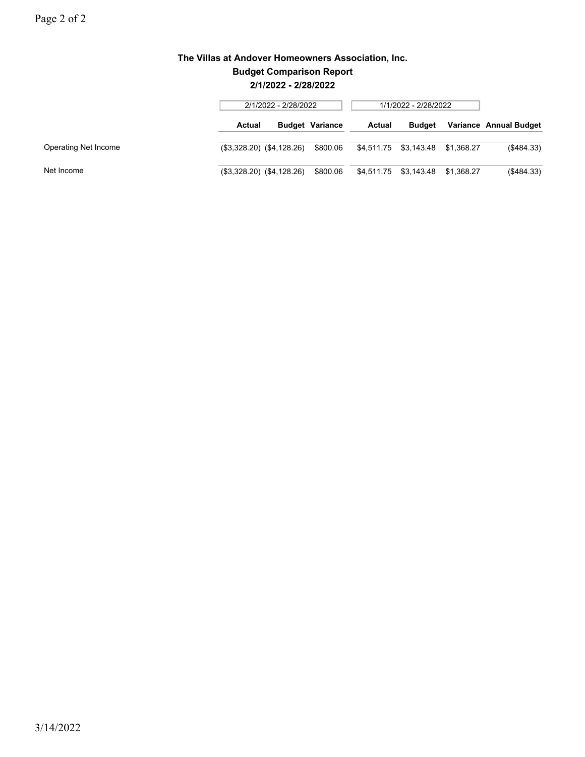**The Villas at Andover Homeowners Association, Inc.**
**Budget Comparison Report**
**2/1/2022 - 2/28/2022**

| | 2/1/2022 - 2/28/2022 | | | 1/1/2022 - 2/28/2022 | | | |
|---|---|---|---|---|---|---|---|
| | **Actual** | **Budget** | **Variance** | **Actual** | **Budget** | **Variance** | **Annual Budget** |
| Operating Net Income | ($3,328.20) | ($4,128.26) | $800.06 | $4,511.75 | $3,143.48 | $1,368.27 | ($484.33) |
| Net Income | ($3,328.20) | ($4,128.26) | $800.06 | $4,511.75 | $3,143.48 | $1,368.27 | ($484.33) |

3/14/2022